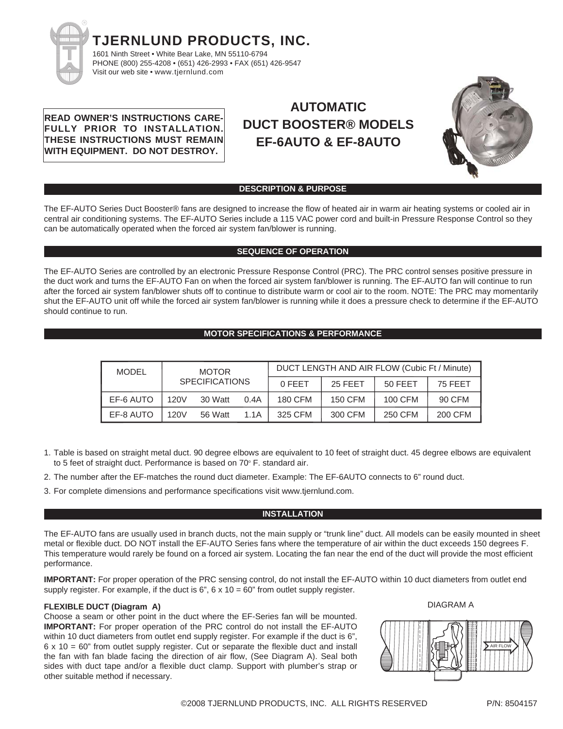# TJERNLUND PRODUCTS, INC.

1601 Ninth Street • White Bear Lake, MN 55110-6794
PHONE (800) 255-4208 • (651) 426-2993 • FAX (651) 426-9547
Visit our web site • www.tjernlund.com

**READ OWNER'S INSTRUCTIONS CAREFULLY PRIOR TO INSTALLATION. THESE INSTRUCTIONS MUST REMAIN WITH EQUIPMENT. DO NOT DESTROY.**

# AUTOMATIC DUCT BOOSTER® MODELS EF-6AUTO & EF-8AUTO

## DESCRIPTION & PURPOSE

The EF-AUTO Series Duct Booster® fans are designed to increase the flow of heated air in warm air heating systems or cooled air in central air conditioning systems. The EF-AUTO Series include a 115 VAC power cord and built-in Pressure Response Control so they can be automatically operated when the forced air system fan/blower is running.

## SEQUENCE OF OPERATION

The EF-AUTO Series are controlled by an electronic Pressure Response Control (PRC). The PRC control senses positive pressure in the duct work and turns the EF-AUTO Fan on when the forced air system fan/blower is running. The EF-AUTO fan will continue to run after the forced air system fan/blower shuts off to continue to distribute warm or cool air to the room. NOTE: The PRC may momentarily shut the EF-AUTO unit off while the forced air system fan/blower is running while it does a pressure check to determine if the EF-AUTO should continue to run.

## MOTOR SPECIFICATIONS & PERFORMANCE

| MODEL | MOTOR SPECIFICATIONS | | | DUCT LENGTH AND AIR FLOW (Cubic Ft / Minute) | | | |
|---|---|---|---|---|---|---|---|
| | | | | 0 FEET | 25 FEET | 50 FEET | 75 FEET |
| EF-6 AUTO | 120V | 30 Watt | 0.4A | 180 CFM | 150 CFM | 100 CFM | 90 CFM |
| EF-8 AUTO | 120V | 56 Watt | 1.1A | 325 CFM | 300 CFM | 250 CFM | 200 CFM |

1. Table is based on straight metal duct. 90 degree elbows are equivalent to 10 feet of straight duct. 45 degree elbows are equivalent to 5 feet of straight duct. Performance is based on 70° F. standard air.
2. The number after the EF-matches the round duct diameter. Example: The EF-6AUTO connects to 6" round duct.
3. For complete dimensions and performance specifications visit www.tjernlund.com.

## INSTALLATION

The EF-AUTO fans are usually used in branch ducts, not the main supply or "trunk line" duct. All models can be easily mounted in sheet metal or flexible duct. DO NOT install the EF-AUTO Series fans where the temperature of air within the duct exceeds 150 degrees F. This temperature would rarely be found on a forced air system. Locating the fan near the end of the duct will provide the most efficient performance.

**IMPORTANT:** For proper operation of the PRC sensing control, do not install the EF-AUTO within 10 duct diameters from outlet end supply register. For example, if the duct is 6", 6 x 10 = 60" from outlet supply register.

### FLEXIBLE DUCT (Diagram A)

Choose a seam or other point in the duct where the EF-Series fan will be mounted. **IMPORTANT:** For proper operation of the PRC control do not install the EF-AUTO within 10 duct diameters from outlet end supply register. For example if the duct is 6", 6 x 10 = 60" from outlet supply register. Cut or separate the flexible duct and install the fan with fan blade facing the direction of air flow, (See Diagram A). Seal both sides with duct tape and/or a flexible duct clamp. Support with plumber's strap or other suitable method if necessary.

DIAGRAM A

AIR FLOW

©2008 TJERNLUND PRODUCTS, INC. ALL RIGHTS RESERVED P/N: 8504157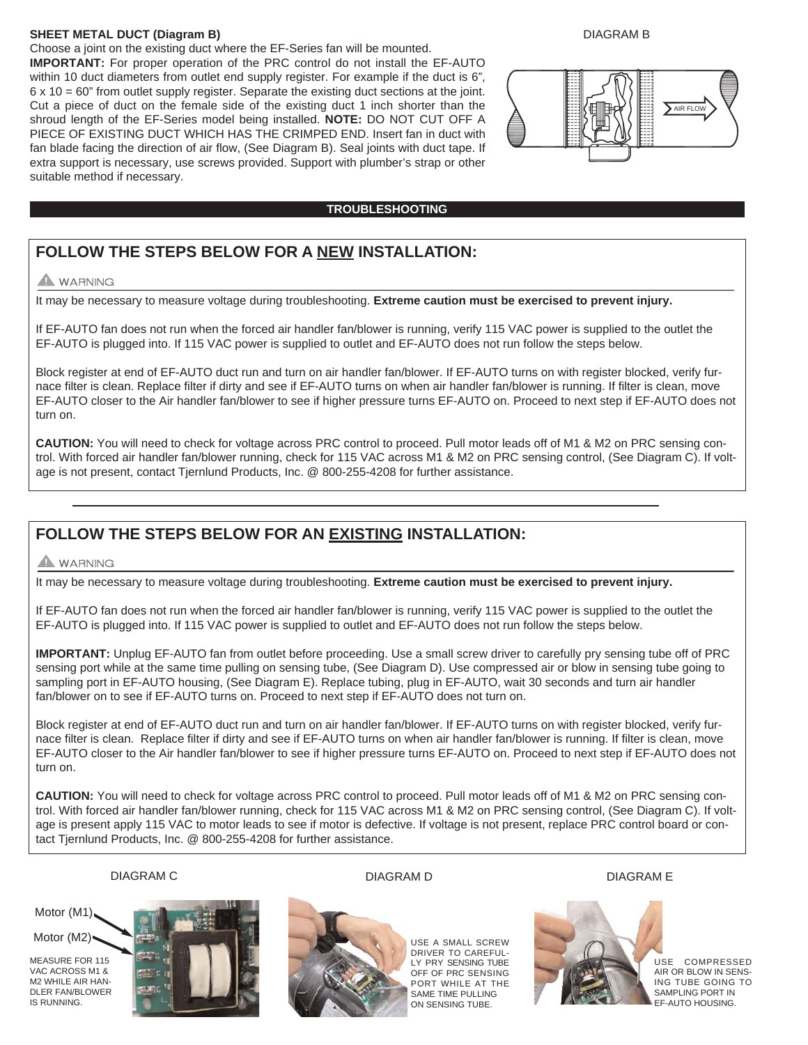**SHEET METAL DUCT (Diagram B)**

Choose a joint on the existing duct where the EF-Series fan will be mounted. **IMPORTANT:** For proper operation of the PRC control do not install the EF-AUTO within 10 duct diameters from outlet end supply register. For example if the duct is 6", 6 x 10 = 60" from outlet supply register. Separate the existing duct sections at the joint. Cut a piece of duct on the female side of the existing duct 1 inch shorter than the shroud length of the EF-Series model being installed. **NOTE:** DO NOT CUT OFF A PIECE OF EXISTING DUCT WHICH HAS THE CRIMPED END. Insert fan in duct with fan blade facing the direction of air flow, (See Diagram B). Seal joints with duct tape. If extra support is necessary, use screws provided. Support with plumber's strap or other suitable method if necessary.

DIAGRAM B

AIR FLOW

## TROUBLESHOOTING

## FOLLOW THE STEPS BELOW FOR A NEW INSTALLATION:

⚠ WARNING

It may be necessary to measure voltage during troubleshooting. **Extreme caution must be exercised to prevent injury.**

If EF-AUTO fan does not run when the forced air handler fan/blower is running, verify 115 VAC power is supplied to the outlet the EF-AUTO is plugged into. If 115 VAC power is supplied to outlet and EF-AUTO does not run follow the steps below.

Block register at end of EF-AUTO duct run and turn on air handler fan/blower. If EF-AUTO turns on with register blocked, verify furnace filter is clean. Replace filter if dirty and see if EF-AUTO turns on when air handler fan/blower is running. If filter is clean, move EF-AUTO closer to the Air handler fan/blower to see if higher pressure turns EF-AUTO on. Proceed to next step if EF-AUTO does not turn on.

**CAUTION:** You will need to check for voltage across PRC control to proceed. Pull motor leads off of M1 & M2 on PRC sensing control. With forced air handler fan/blower running, check for 115 VAC across M1 & M2 on PRC sensing control, (See Diagram C). If voltage is not present, contact Tjernlund Products, Inc. @ 800-255-4208 for further assistance.

## FOLLOW THE STEPS BELOW FOR AN EXISTING INSTALLATION:

⚠ WARNING

It may be necessary to measure voltage during troubleshooting. **Extreme caution must be exercised to prevent injury.**

If EF-AUTO fan does not run when the forced air handler fan/blower is running, verify 115 VAC power is supplied to the outlet the EF-AUTO is plugged into. If 115 VAC power is supplied to outlet and EF-AUTO does not run follow the steps below.

**IMPORTANT:** Unplug EF-AUTO fan from outlet before proceeding. Use a small screw driver to carefully pry sensing tube off of PRC sensing port while at the same time pulling on sensing tube, (See Diagram D). Use compressed air or blow in sensing tube going to sampling port in EF-AUTO housing, (See Diagram E). Replace tubing, plug in EF-AUTO, wait 30 seconds and turn air handler fan/blower on to see if EF-AUTO turns on. Proceed to next step if EF-AUTO does not turn on.

Block register at end of EF-AUTO duct run and turn on air handler fan/blower. If EF-AUTO turns on with register blocked, verify furnace filter is clean. Replace filter if dirty and see if EF-AUTO turns on when air handler fan/blower is running. If filter is clean, move EF-AUTO closer to the Air handler fan/blower to see if higher pressure turns EF-AUTO on. Proceed to next step if EF-AUTO does not turn on.

**CAUTION:** You will need to check for voltage across PRC control to proceed. Pull motor leads off of M1 & M2 on PRC sensing control. With forced air handler fan/blower running, check for 115 VAC across M1 & M2 on PRC sensing control, (See Diagram C). If voltage is present apply 115 VAC to motor leads to see if motor is defective. If voltage is not present, replace PRC control board or contact Tjernlund Products, Inc. @ 800-255-4208 for further assistance.

DIAGRAM C

Motor (M1)

Motor (M2)

MEASURE FOR 115 VAC ACROSS M1 & M2 WHILE AIR HANDLER FAN/BLOWER IS RUNNING.

DIAGRAM D

USE A SMALL SCREW DRIVER TO CAREFULLY PRY SENSING TUBE OFF OF PRC SENSING PORT WHILE AT THE SAME TIME PULLING ON SENSING TUBE.

DIAGRAM E

USE COMPRESSED AIR OR BLOW IN SENSING TUBE GOING TO SAMPLING PORT IN EF-AUTO HOUSING.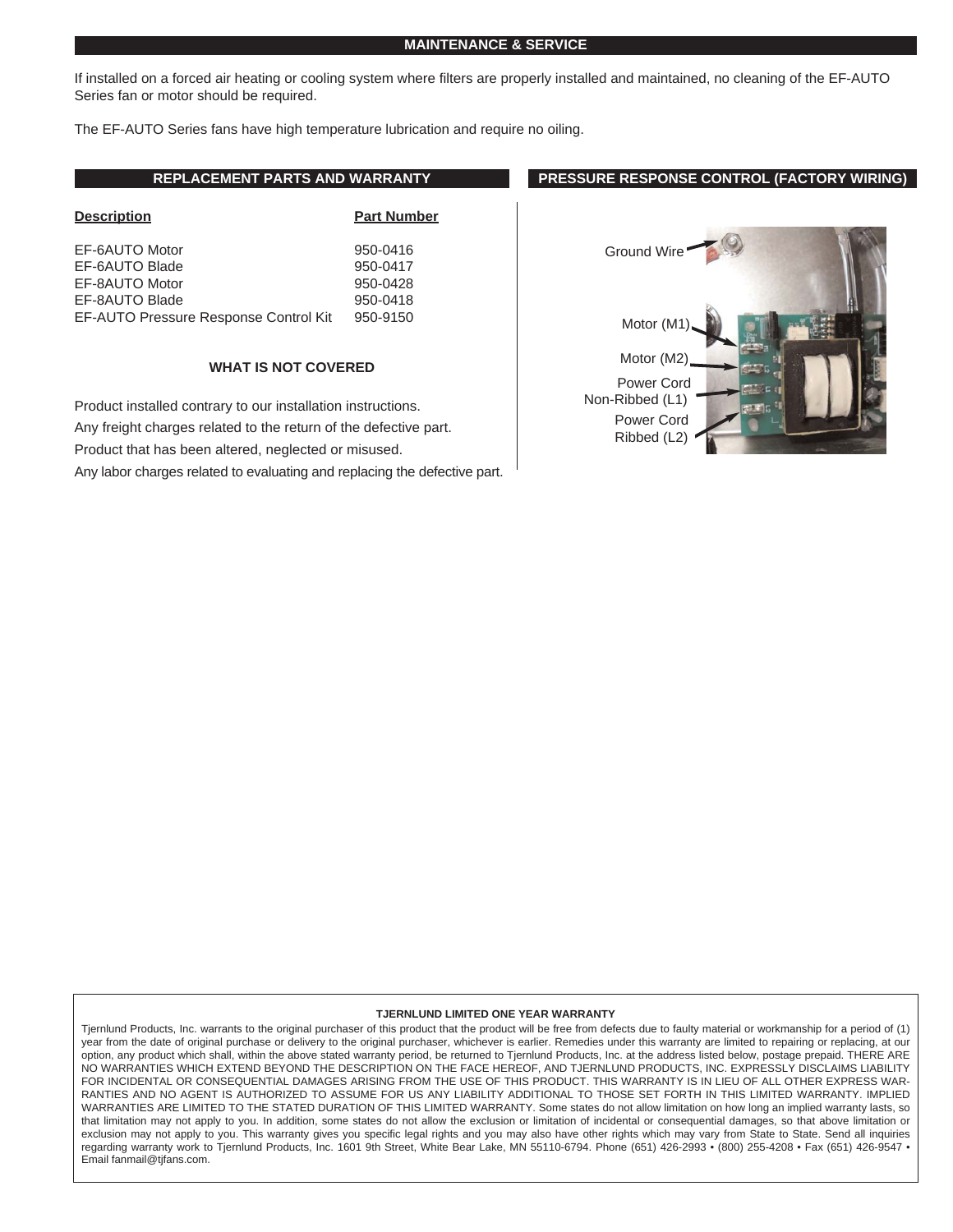## MAINTENANCE & SERVICE

If installed on a forced air heating or cooling system where filters are properly installed and maintained, no cleaning of the EF-AUTO Series fan or motor should be required.

The EF-AUTO Series fans have high temperature lubrication and require no oiling.

## REPLACEMENT PARTS AND WARRANTY

| Description | Part Number |
|---|---|
| EF-6AUTO Motor | 950-0416 |
| EF-6AUTO Blade | 950-0417 |
| EF-8AUTO Motor | 950-0428 |
| EF-8AUTO Blade | 950-0418 |
| EF-AUTO Pressure Response Control Kit | 950-9150 |

### WHAT IS NOT COVERED

Product installed contrary to our installation instructions.

Any freight charges related to the return of the defective part.

Product that has been altered, neglected or misused.

Any labor charges related to evaluating and replacing the defective part.

## PRESSURE RESPONSE CONTROL (FACTORY WIRING)

Ground Wire

Motor (M1)

Motor (M2)

Power Cord Non-Ribbed (L1)

Power Cord Ribbed (L2)

### TJERNLUND LIMITED ONE YEAR WARRANTY

Tjernlund Products, Inc. warrants to the original purchaser of this product that the product will be free from defects due to faulty material or workmanship for a period of (1) year from the date of original purchase or delivery to the original purchaser, whichever is earlier. Remedies under this warranty are limited to repairing or replacing, at our option, any product which shall, within the above stated warranty period, be returned to Tjernlund Products, Inc. at the address listed below, postage prepaid. THERE ARE NO WARRANTIES WHICH EXTEND BEYOND THE DESCRIPTION ON THE FACE HEREOF, AND TJERNLUND PRODUCTS, INC. EXPRESSLY DISCLAIMS LIABILITY FOR INCIDENTAL OR CONSEQUENTIAL DAMAGES ARISING FROM THE USE OF THIS PRODUCT. THIS WARRANTY IS IN LIEU OF ALL OTHER EXPRESS WARRANTIES AND NO AGENT IS AUTHORIZED TO ASSUME FOR US ANY LIABILITY ADDITIONAL TO THOSE SET FORTH IN THIS LIMITED WARRANTY. IMPLIED WARRANTIES ARE LIMITED TO THE STATED DURATION OF THIS LIMITED WARRANTY. Some states do not allow limitation on how long an implied warranty lasts, so that limitation may not apply to you. In addition, some states do not allow the exclusion or limitation of incidental or consequential damages, so that above limitation or exclusion may not apply to you. This warranty gives you specific legal rights and you may also have other rights which may vary from State to State. Send all inquiries regarding warranty work to Tjernlund Products, Inc. 1601 9th Street, White Bear Lake, MN 55110-6794. Phone (651) 426-2993 • (800) 255-4208 • Fax (651) 426-9547 • Email fanmail@tjfans.com.